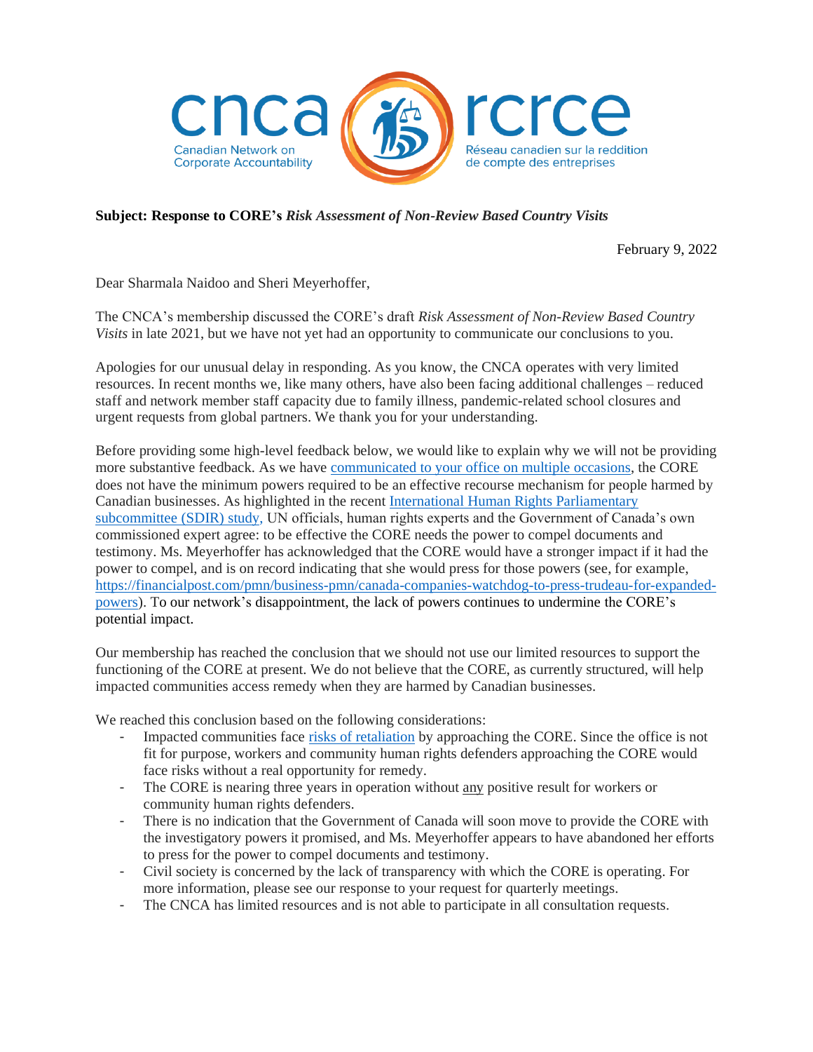cnca rcrce
Canadian Network on Corporate Accountability
Réseau canadien sur la reddition de compte des entreprises

**Subject: Response to CORE's *Risk Assessment of Non-Review Based Country Visits***

February 9, 2022

Dear Sharmala Naidoo and Sheri Meyerhoffer,

The CNCA's membership discussed the CORE's draft *Risk Assessment of Non-Review Based Country Visits* in late 2021, but we have not yet had an opportunity to communicate our conclusions to you.

Apologies for our unusual delay in responding. As you know, the CNCA operates with very limited resources. In recent months we, like many others, have also been facing additional challenges – reduced staff and network member staff capacity due to family illness, pandemic-related school closures and urgent requests from global partners. We thank you for your understanding.

Before providing some high-level feedback below, we would like to explain why we will not be providing more substantive feedback. As we have communicated to your office on multiple occasions, the CORE does not have the minimum powers required to be an effective recourse mechanism for people harmed by Canadian businesses. As highlighted in the recent International Human Rights Parliamentary subcommittee (SDIR) study, UN officials, human rights experts and the Government of Canada's own commissioned expert agree: to be effective the CORE needs the power to compel documents and testimony. Ms. Meyerhoffer has acknowledged that the CORE would have a stronger impact if it had the power to compel, and is on record indicating that she would press for those powers (see, for example, https://financialpost.com/pmn/business-pmn/canada-companies-watchdog-to-press-trudeau-for-expanded-powers). To our network's disappointment, the lack of powers continues to undermine the CORE's potential impact.

Our membership has reached the conclusion that we should not use our limited resources to support the functioning of the CORE at present. We do not believe that the CORE, as currently structured, will help impacted communities access remedy when they are harmed by Canadian businesses.

We reached this conclusion based on the following considerations:

- Impacted communities face risks of retaliation by approaching the CORE. Since the office is not fit for purpose, workers and community human rights defenders approaching the CORE would face risks without a real opportunity for remedy.
- The CORE is nearing three years in operation without any positive result for workers or community human rights defenders.
- There is no indication that the Government of Canada will soon move to provide the CORE with the investigatory powers it promised, and Ms. Meyerhoffer appears to have abandoned her efforts to press for the power to compel documents and testimony.
- Civil society is concerned by the lack of transparency with which the CORE is operating. For more information, please see our response to your request for quarterly meetings.
- The CNCA has limited resources and is not able to participate in all consultation requests.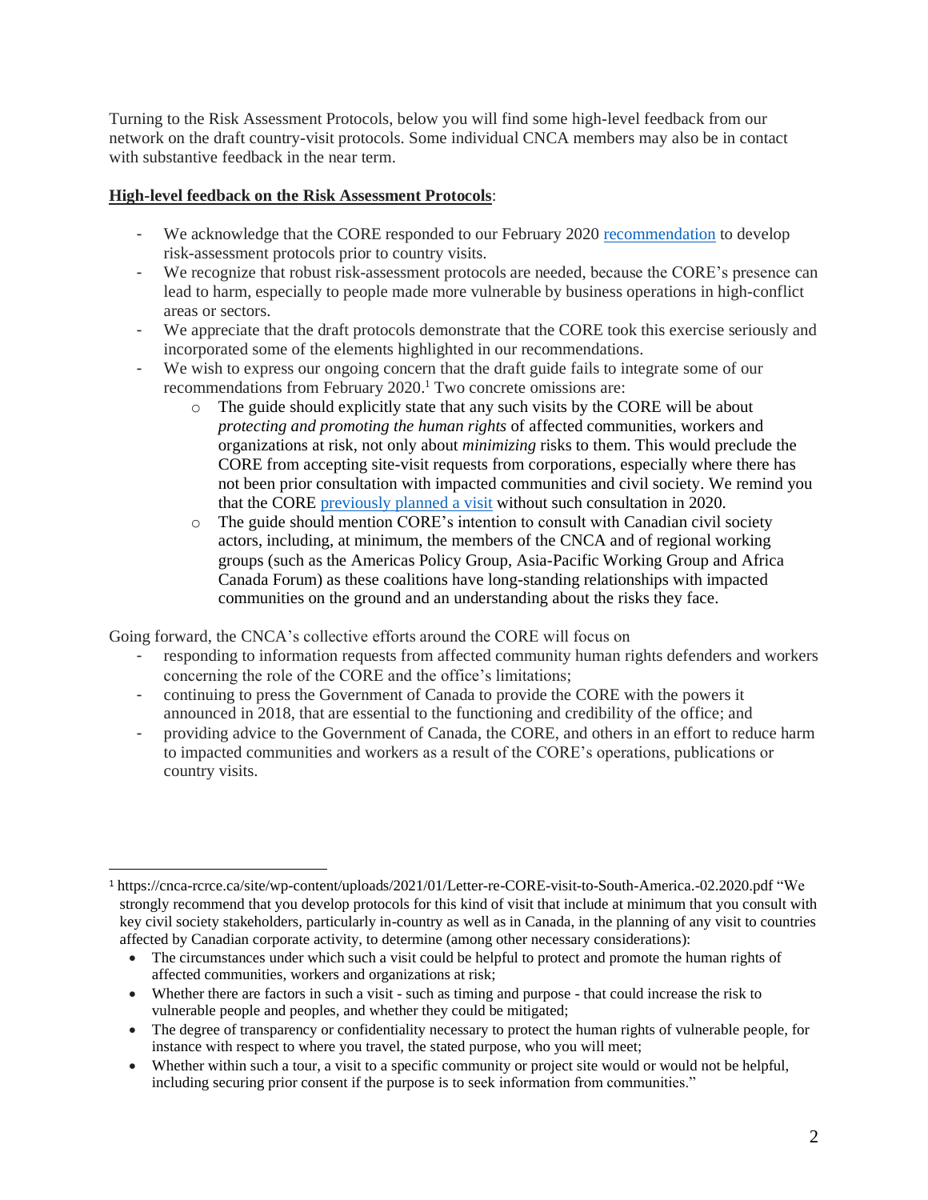Turning to the Risk Assessment Protocols, below you will find some high-level feedback from our network on the draft country-visit protocols. Some individual CNCA members may also be in contact with substantive feedback in the near term.

**<u>High-level feedback on the Risk Assessment Protocols</u>**:

- We acknowledge that the CORE responded to our February 2020 [recommendation](https://cnca-rcrce.ca/site/wp-content/uploads/2021/01/Letter-re-CORE-visit-to-South-America.-02.2020.pdf) to develop risk-assessment protocols prior to country visits.
- We recognize that robust risk-assessment protocols are needed, because the CORE's presence can lead to harm, especially to people made more vulnerable by business operations in high-conflict areas or sectors.
- We appreciate that the draft protocols demonstrate that the CORE took this exercise seriously and incorporated some of the elements highlighted in our recommendations.
- We wish to express our ongoing concern that the draft guide fails to integrate some of our recommendations from February 2020.[1] Two concrete omissions are:
    - The guide should explicitly state that any such visits by the CORE will be about *protecting and promoting the human rights* of affected communities, workers and organizations at risk, not only about *minimizing* risks to them. This would preclude the CORE from accepting site-visit requests from corporations, especially where there has not been prior consultation with impacted communities and civil society. We remind you that the CORE [previously planned a visit](#) without such consultation in 2020.
    - The guide should mention CORE's intention to consult with Canadian civil society actors, including, at minimum, the members of the CNCA and of regional working groups (such as the Americas Policy Group, Asia-Pacific Working Group and Africa Canada Forum) as these coalitions have long-standing relationships with impacted communities on the ground and an understanding about the risks they face.

Going forward, the CNCA's collective efforts around the CORE will focus on

- responding to information requests from affected community human rights defenders and workers concerning the role of the CORE and the office's limitations;
- continuing to press the Government of Canada to provide the CORE with the powers it announced in 2018, that are essential to the functioning and credibility of the office; and
- providing advice to the Government of Canada, the CORE, and others in an effort to reduce harm to impacted communities and workers as a result of the CORE's operations, publications or country visits.

---

[1] https://cnca-rcrce.ca/site/wp-content/uploads/2021/01/Letter-re-CORE-visit-to-South-America.-02.2020.pdf "We strongly recommend that you develop protocols for this kind of visit that include at minimum that you consult with key civil society stakeholders, particularly in-country as well as in Canada, in the planning of any visit to countries affected by Canadian corporate activity, to determine (among other necessary considerations):

- The circumstances under which such a visit could be helpful to protect and promote the human rights of affected communities, workers and organizations at risk;
- Whether there are factors in such a visit - such as timing and purpose - that could increase the risk to vulnerable people and peoples, and whether they could be mitigated;
- The degree of transparency or confidentiality necessary to protect the human rights of vulnerable people, for instance with respect to where you travel, the stated purpose, who you will meet;
- Whether within such a tour, a visit to a specific community or project site would or would not be helpful, including securing prior consent if the purpose is to seek information from communities."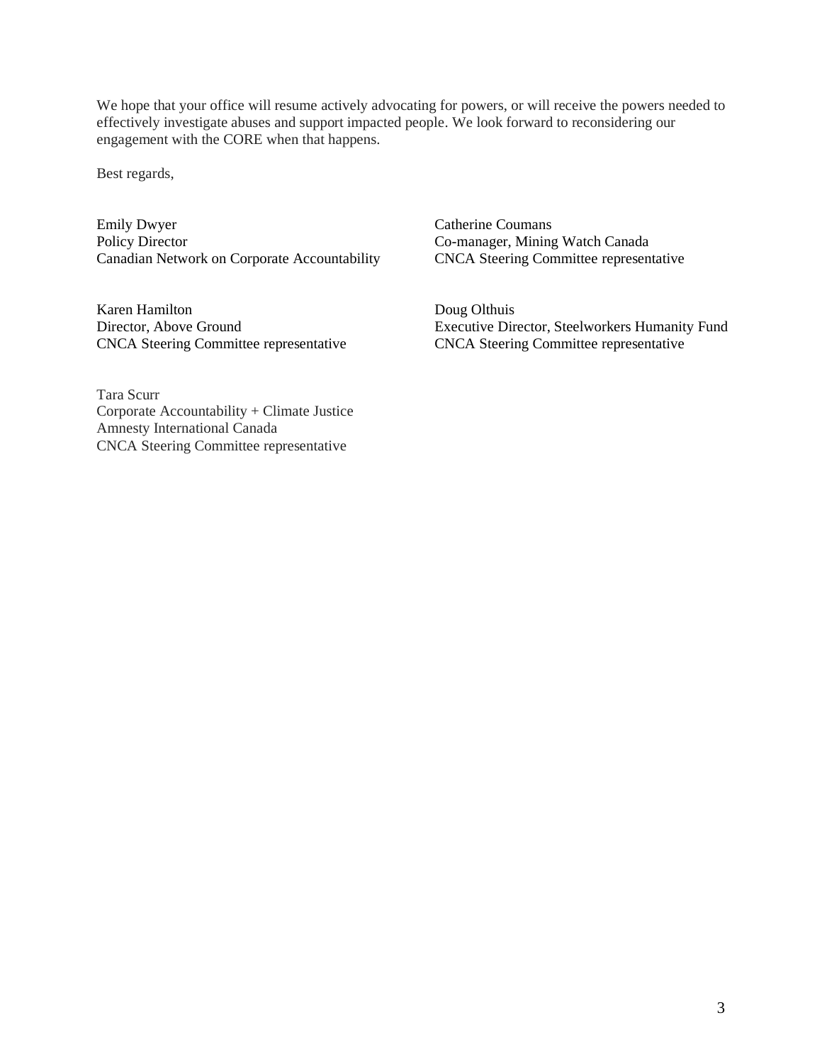We hope that your office will resume actively advocating for powers, or will receive the powers needed to effectively investigate abuses and support impacted people. We look forward to reconsidering our engagement with the CORE when that happens.

Best regards,

Emily Dwyer
Policy Director
Canadian Network on Corporate Accountability

Catherine Coumans
Co-manager, Mining Watch Canada
CNCA Steering Committee representative

Karen Hamilton
Director, Above Ground
CNCA Steering Committee representative

Doug Olthuis
Executive Director, Steelworkers Humanity Fund
CNCA Steering Committee representative

Tara Scurr
Corporate Accountability + Climate Justice
Amnesty International Canada
CNCA Steering Committee representative